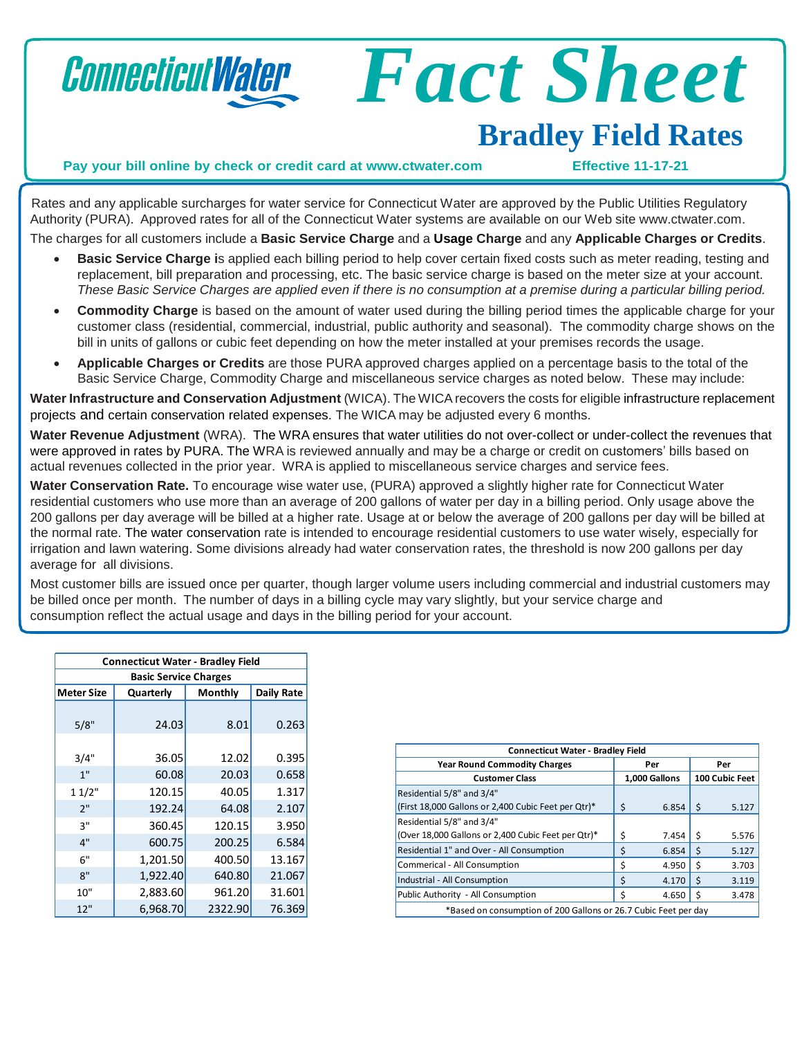ConnecticutWater

# Fact Sheet

## Bradley Field Rates

**Pay your bill online by check or credit card at www.ctwater.com** **Effective 11-17-21**

Rates and any applicable surcharges for water service for Connecticut Water are approved by the Public Utilities Regulatory Authority (PURA). Approved rates for all of the Connecticut Water systems are available on our Web site www.ctwater.com.

The charges for all customers include a **Basic Service Charge** and a **Usage Charge** and any **Applicable Charges or Credits**.

- **Basic Service Charge i**s applied each billing period to help cover certain fixed costs such as meter reading, testing and replacement, bill preparation and processing, etc. The basic service charge is based on the meter size at your account. *These Basic Service Charges are applied even if there is no consumption at a premise during a particular billing period.*
- **Commodity Charge** is based on the amount of water used during the billing period times the applicable charge for your customer class (residential, commercial, industrial, public authority and seasonal). The commodity charge shows on the bill in units of gallons or cubic feet depending on how the meter installed at your premises records the usage.
- **Applicable Charges or Credits** are those PURA approved charges applied on a percentage basis to the total of the Basic Service Charge, Commodity Charge and miscellaneous service charges as noted below. These may include:

**Water Infrastructure and Conservation Adjustment** (WICA). The WICA recovers the costs for eligible infrastructure replacement projects and certain conservation related expenses. The WICA may be adjusted every 6 months.

**Water Revenue Adjustment** (WRA). The WRA ensures that water utilities do not over-collect or under-collect the revenues that were approved in rates by PURA. The WRA is reviewed annually and may be a charge or credit on customers' bills based on actual revenues collected in the prior year. WRA is applied to miscellaneous service charges and service fees.

**Water Conservation Rate.** To encourage wise water use, (PURA) approved a slightly higher rate for Connecticut Water residential customers who use more than an average of 200 gallons of water per day in a billing period. Only usage above the 200 gallons per day average will be billed at a higher rate. Usage at or below the average of 200 gallons per day will be billed at the normal rate. The water conservation rate is intended to encourage residential customers to use water wisely, especially for irrigation and lawn watering. Some divisions already had water conservation rates, the threshold is now 200 gallons per day average for all divisions.

Most customer bills are issued once per quarter, though larger volume users including commercial and industrial customers may be billed once per month. The number of days in a billing cycle may vary slightly, but your service charge and consumption reflect the actual usage and days in the billing period for your account.

| Connecticut Water - Bradley Field | | | |
|---|---|---|---|
| **Basic Service Charges** | | | |
| **Meter Size** | **Quarterly** | **Monthly** | **Daily Rate** |
| 5/8" | 24.03 | 8.01 | 0.263 |
| 3/4" | 36.05 | 12.02 | 0.395 |
| 1" | 60.08 | 20.03 | 0.658 |
| 1 1/2" | 120.15 | 40.05 | 1.317 |
| 2" | 192.24 | 64.08 | 2.107 |
| 3" | 360.45 | 120.15 | 3.950 |
| 4" | 600.75 | 200.25 | 6.584 |
| 6" | 1,201.50 | 400.50 | 13.167 |
| 8" | 1,922.40 | 640.80 | 21.067 |
| 10" | 2,883.60 | 961.20 | 31.601 |
| 12" | 6,968.70 | 2322.90 | 76.369 |

| Connecticut Water - Bradley Field | | |
|---|---|---|
| **Year Round Commodity Charges** | **Per** | **Per** |
| **Customer Class** | **1,000 Gallons** | **100 Cubic Feet** |
| Residential 5/8" and 3/4" (First 18,000 Gallons or 2,400 Cubic Feet per Qtr)* | $ 6.854 | $ 5.127 |
| Residential 5/8" and 3/4" (Over 18,000 Gallons or 2,400 Cubic Feet per Qtr)* | $ 7.454 | $ 5.576 |
| Residential 1" and Over - All Consumption | $ 6.854 | $ 5.127 |
| Commerical - All Consumption | $ 4.950 | $ 3.703 |
| Industrial - All Consumption | $ 4.170 | $ 3.119 |
| Public Authority - All Consumption | $ 4.650 | $ 3.478 |

*Based on consumption of 200 Gallons or 26.7 Cubic Feet per day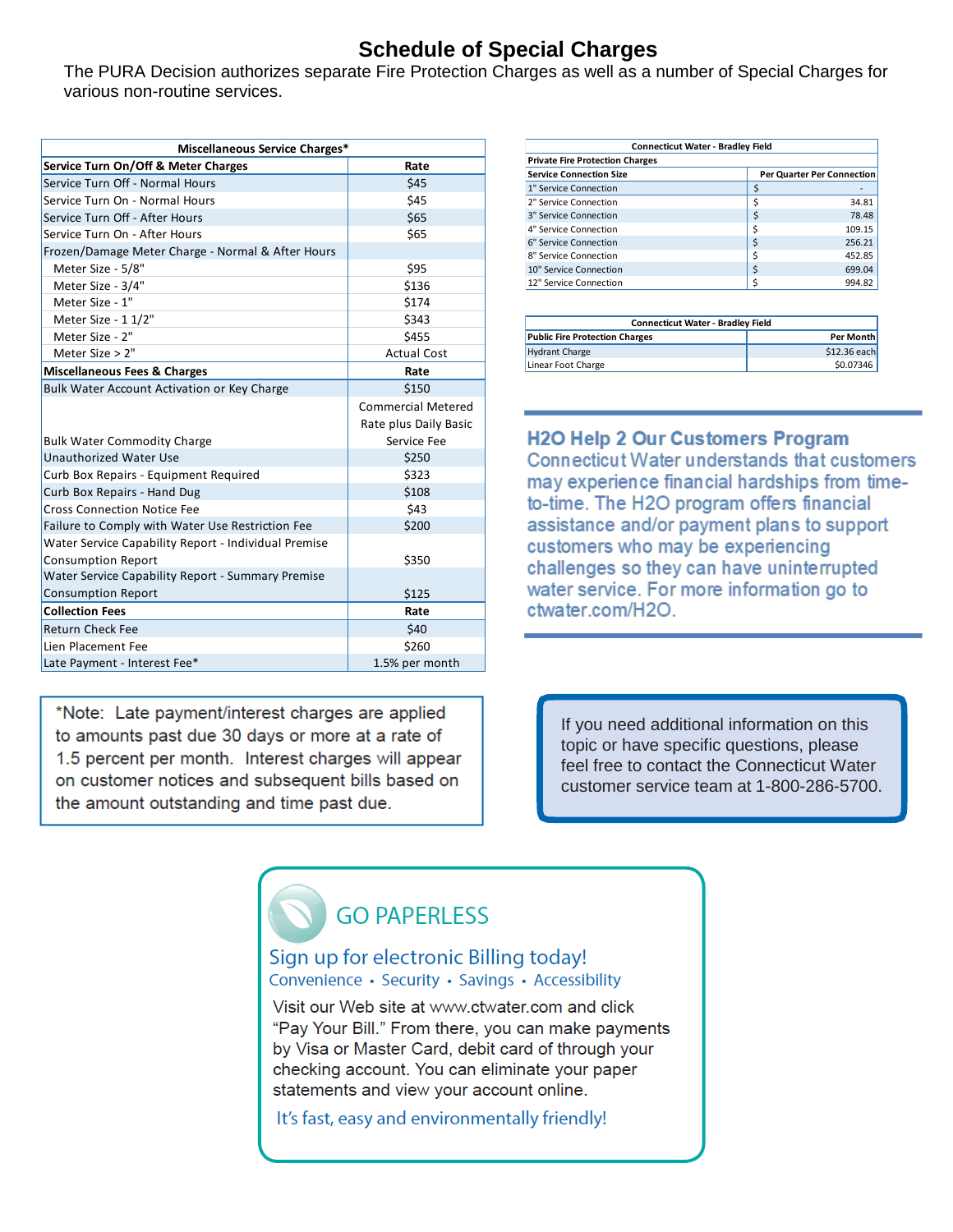# Schedule of Special Charges

The PURA Decision authorizes separate Fire Protection Charges as well as a number of Special Charges for various non-routine services.

| Miscellaneous Service Charges* | |
|---|---|
| **Service Turn On/Off & Meter Charges** | **Rate** |
| Service Turn Off - Normal Hours | $45 |
| Service Turn On - Normal Hours | $45 |
| Service Turn Off - After Hours | $65 |
| Service Turn On - After Hours | $65 |
| Frozen/Damage Meter Charge - Normal & After Hours | |
| Meter Size - 5/8" | $95 |
| Meter Size - 3/4" | $136 |
| Meter Size - 1" | $174 |
| Meter Size - 1 1/2" | $343 |
| Meter Size - 2" | $455 |
| Meter Size > 2" | Actual Cost |
| **Miscellaneous Fees & Charges** | **Rate** |
| Bulk Water Account Activation or Key Charge | $150 |
| Bulk Water Commodity Charge | Commercial Metered Rate plus Daily Basic Service Fee |
| Unauthorized Water Use | $250 |
| Curb Box Repairs - Equipment Required | $323 |
| Curb Box Repairs - Hand Dug | $108 |
| Cross Connection Notice Fee | $43 |
| Failure to Comply with Water Use Restriction Fee | $200 |
| Water Service Capability Report - Individual Premise Consumption Report | $350 |
| Water Service Capability Report - Summary Premise Consumption Report | $125 |
| **Collection Fees** | **Rate** |
| Return Check Fee | $40 |
| Lien Placement Fee | $260 |
| Late Payment - Interest Fee* | 1.5% per month |

*Note: Late payment/interest charges are applied to amounts past due 30 days or more at a rate of 1.5 percent per month. Interest charges will appear on customer notices and subsequent bills based on the amount outstanding and time past due.

| Connecticut Water - Bradley Field | |
|---|---|
| **Private Fire Protection Charges** | |
| **Service Connection Size** | **Per Quarter Per Connection** |
| 1" Service Connection | $ - |
| 2" Service Connection | $ 34.81 |
| 3" Service Connection | $ 78.48 |
| 4" Service Connection | $ 109.15 |
| 6" Service Connection | $ 256.21 |
| 8" Service Connection | $ 452.85 |
| 10" Service Connection | $ 699.04 |
| 12" Service Connection | $ 994.82 |

| Connecticut Water - Bradley Field | |
|---|---|
| **Public Fire Protection Charges** | **Per Month** |
| Hydrant Charge | $12.36 each |
| Linear Foot Charge | $0.07346 |

## H2O Help 2 Our Customers Program

Connecticut Water understands that customers may experience financial hardships from time-to-time. The H2O program offers financial assistance and/or payment plans to support customers who may be experiencing challenges so they can have uninterrupted water service. For more information go to ctwater.com/H2O.

If you need additional information on this topic or have specific questions, please feel free to contact the Connecticut Water customer service team at 1-800-286-5700.

## GO PAPERLESS

Sign up for electronic Billing today!

Convenience • Security • Savings • Accessibility

Visit our Web site at www.ctwater.com and click "Pay Your Bill." From there, you can make payments by Visa or Master Card, debit card of through your checking account. You can eliminate your paper statements and view your account online.

It's fast, easy and environmentally friendly!